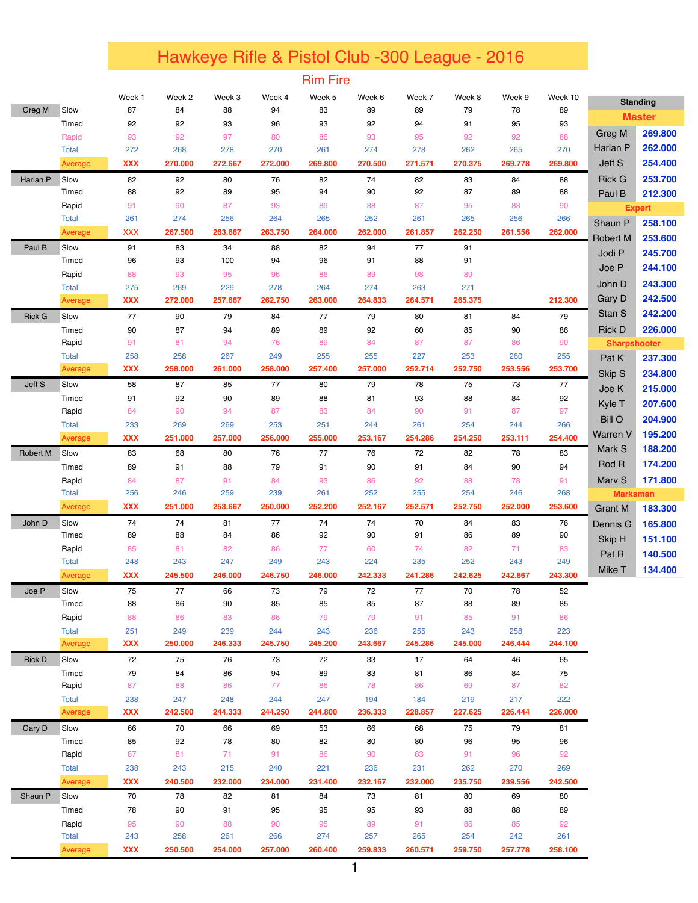# Hawkeye Rifle & Pistol Club -300 League - 2016

## Rim Fire

| | | Week 1 | Week 2 | Week 3 | Week 4 | Week 5 | Week 6 | Week 7 | Week 8 | Week 9 | Week 10 |
|---|---|---|---|---|---|---|---|---|---|---|---|
| Greg M | Slow | 87 | 84 | 88 | 94 | 83 | 89 | 89 | 79 | 78 | 89 |
| | Timed | 92 | 92 | 93 | 96 | 93 | 92 | 94 | 91 | 95 | 93 |
| | Rapid | 93 | 92 | 97 | 80 | 85 | 93 | 95 | 92 | 92 | 88 |
| | Total | 272 | 268 | 278 | 270 | 261 | 274 | 278 | 262 | 265 | 270 |
| | Average | XXX | 270.000 | 272.667 | 272.000 | 269.800 | 270.500 | 271.571 | 270.375 | 269.778 | 269.800 |
| Harlan P | Slow | 82 | 92 | 80 | 76 | 82 | 74 | 82 | 83 | 84 | 88 |
| | Timed | 88 | 92 | 89 | 95 | 94 | 90 | 92 | 87 | 89 | 88 |
| | Rapid | 91 | 90 | 87 | 93 | 89 | 88 | 87 | 95 | 83 | 90 |
| | Total | 261 | 274 | 256 | 264 | 265 | 252 | 261 | 265 | 256 | 266 |
| | Average | XXX | 267.500 | 263.667 | 263.750 | 264.000 | 262.000 | 261.857 | 262.250 | 261.556 | 262.000 |
| Paul B | Slow | 91 | 83 | 34 | 88 | 82 | 94 | 77 | 91 | | |
| | Timed | 96 | 93 | 100 | 94 | 96 | 91 | 88 | 91 | | |
| | Rapid | 88 | 93 | 95 | 96 | 86 | 89 | 98 | 89 | | |
| | Total | 275 | 269 | 229 | 278 | 264 | 274 | 263 | 271 | | |
| | Average | XXX | 272.000 | 257.667 | 262.750 | 263.000 | 264.833 | 264.571 | 265.375 | | 212.300 |
| Rick G | Slow | 77 | 90 | 79 | 84 | 77 | 79 | 80 | 81 | 84 | 79 |
| | Timed | 90 | 87 | 94 | 89 | 89 | 92 | 60 | 85 | 90 | 86 |
| | Rapid | 91 | 81 | 94 | 76 | 89 | 84 | 87 | 87 | 86 | 90 |
| | Total | 258 | 258 | 267 | 249 | 255 | 255 | 227 | 253 | 260 | 255 |
| | Average | XXX | 258.000 | 261.000 | 258.000 | 257.400 | 257.000 | 252.714 | 252.750 | 253.556 | 253.700 |
| Jeff S | Slow | 58 | 87 | 85 | 77 | 80 | 79 | 78 | 75 | 73 | 77 |
| | Timed | 91 | 92 | 90 | 89 | 88 | 81 | 93 | 88 | 84 | 92 |
| | Rapid | 84 | 90 | 94 | 87 | 83 | 84 | 90 | 91 | 87 | 97 |
| | Total | 233 | 269 | 269 | 253 | 251 | 244 | 261 | 254 | 244 | 266 |
| | Average | XXX | 251.000 | 257.000 | 256.000 | 255.000 | 253.167 | 254.286 | 254.250 | 253.111 | 254.400 |
| Robert M | Slow | 83 | 68 | 80 | 76 | 77 | 76 | 72 | 82 | 78 | 83 |
| | Timed | 89 | 91 | 88 | 79 | 91 | 90 | 91 | 84 | 90 | 94 |
| | Rapid | 84 | 87 | 91 | 84 | 93 | 86 | 92 | 88 | 78 | 91 |
| | Total | 256 | 246 | 259 | 239 | 261 | 252 | 255 | 254 | 246 | 268 |
| | Average | XXX | 251.000 | 253.667 | 250.000 | 252.200 | 252.167 | 252.571 | 252.750 | 252.000 | 253.600 |
| John D | Slow | 74 | 74 | 81 | 77 | 74 | 74 | 70 | 84 | 83 | 76 |
| | Timed | 89 | 88 | 84 | 86 | 92 | 90 | 91 | 86 | 89 | 90 |
| | Rapid | 85 | 81 | 82 | 86 | 77 | 60 | 74 | 82 | 71 | 83 |
| | Total | 248 | 243 | 247 | 249 | 243 | 224 | 235 | 252 | 243 | 249 |
| | Average | XXX | 245.500 | 246.000 | 246.750 | 246.000 | 242.333 | 241.286 | 242.625 | 242.667 | 243.300 |
| Joe P | Slow | 75 | 77 | 66 | 73 | 79 | 72 | 77 | 70 | 78 | 52 |
| | Timed | 88 | 86 | 90 | 85 | 85 | 85 | 87 | 88 | 89 | 85 |
| | Rapid | 88 | 86 | 83 | 86 | 79 | 79 | 91 | 85 | 91 | 86 |
| | Total | 251 | 249 | 239 | 244 | 243 | 236 | 255 | 243 | 258 | 223 |
| | Average | XXX | 250.000 | 246.333 | 245.750 | 245.200 | 243.667 | 245.286 | 245.000 | 246.444 | 244.100 |
| Rick D | Slow | 72 | 75 | 76 | 73 | 72 | 33 | 17 | 64 | 46 | 65 |
| | Timed | 79 | 84 | 86 | 94 | 89 | 83 | 81 | 86 | 84 | 75 |
| | Rapid | 87 | 88 | 86 | 77 | 86 | 78 | 86 | 69 | 87 | 82 |
| | Total | 238 | 247 | 248 | 244 | 247 | 194 | 184 | 219 | 217 | 222 |
| | Average | XXX | 242.500 | 244.333 | 244.250 | 244.800 | 236.333 | 228.857 | 227.625 | 226.444 | 226.000 |
| Gary D | Slow | 66 | 70 | 66 | 69 | 53 | 66 | 68 | 75 | 79 | 81 |
| | Timed | 85 | 92 | 78 | 80 | 82 | 80 | 80 | 96 | 95 | 96 |
| | Rapid | 87 | 81 | 71 | 91 | 86 | 90 | 83 | 91 | 96 | 92 |
| | Total | 238 | 243 | 215 | 240 | 221 | 236 | 231 | 262 | 270 | 269 |
| | Average | XXX | 240.500 | 232.000 | 234.000 | 231.400 | 232.167 | 232.000 | 235.750 | 239.556 | 242.500 |
| Shaun P | Slow | 70 | 78 | 82 | 81 | 84 | 73 | 81 | 80 | 69 | 80 |
| | Timed | 78 | 90 | 91 | 95 | 95 | 95 | 93 | 88 | 88 | 89 |
| | Rapid | 95 | 90 | 88 | 90 | 95 | 89 | 91 | 86 | 85 | 92 |
| | Total | 243 | 258 | 261 | 266 | 274 | 257 | 265 | 254 | 242 | 261 |
| | Average | XXX | 250.500 | 254.000 | 257.000 | 260.400 | 259.833 | 260.571 | 259.750 | 257.778 | 258.100 |

| Standing | |
|---|---|
| **Master** | |
| Greg M | 269.800 |
| Harlan P | 262.000 |
| Jeff S | 254.400 |
| Rick G | 253.700 |
| Paul B | 212.300 |
| **Expert** | |
| Shaun P | 258.100 |
| Robert M | 253.600 |
| Jodi P | 245.700 |
| Joe P | 244.100 |
| John D | 243.300 |
| Gary D | 242.500 |
| Stan S | 242.200 |
| Rick D | 226.000 |
| **Sharpshooter** | |
| Pat K | 237.300 |
| Skip S | 234.800 |
| Joe K | 215.000 |
| Kyle T | 207.600 |
| Bill O | 204.900 |
| Warren V | 195.200 |
| Mark S | 188.200 |
| Rod R | 174.200 |
| Marv S | 171.800 |
| **Marksman** | |
| Grant M | 183.300 |
| Dennis G | 165.800 |
| Skip H | 151.100 |
| Pat R | 140.500 |
| Mike T | 134.400 |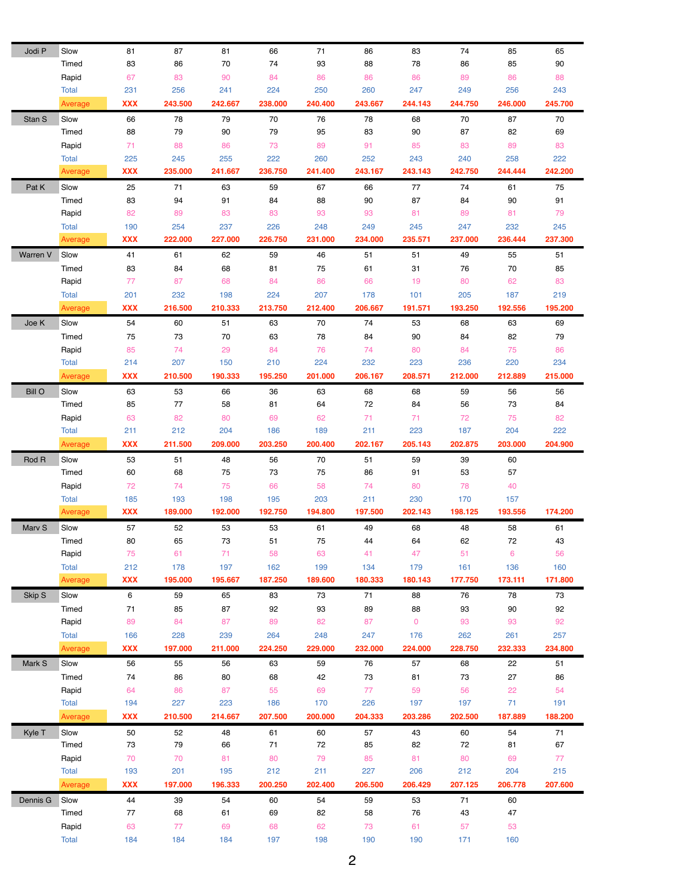| | | | | | | | | | | | |
|---|---|---|---|---|---|---|---|---|---|---|---|
| Jodi P | Slow | 81 | 87 | 81 | 66 | 71 | 86 | 83 | 74 | 85 | 65 |
| | Timed | 83 | 86 | 70 | 74 | 93 | 88 | 78 | 86 | 85 | 90 |
| | Rapid | 67 | 83 | 90 | 84 | 86 | 86 | 86 | 89 | 86 | 88 |
| | Total | 231 | 256 | 241 | 224 | 250 | 260 | 247 | 249 | 256 | 243 |
| | Average | XXX | 243.500 | 242.667 | 238.000 | 240.400 | 243.667 | 244.143 | 244.750 | 246.000 | 245.700 |
| Stan S | Slow | 66 | 78 | 79 | 70 | 76 | 78 | 68 | 70 | 87 | 70 |
| | Timed | 88 | 79 | 90 | 79 | 95 | 83 | 90 | 87 | 82 | 69 |
| | Rapid | 71 | 88 | 86 | 73 | 89 | 91 | 85 | 83 | 89 | 83 |
| | Total | 225 | 245 | 255 | 222 | 260 | 252 | 243 | 240 | 258 | 222 |
| | Average | XXX | 235.000 | 241.667 | 236.750 | 241.400 | 243.167 | 243.143 | 242.750 | 244.444 | 242.200 |
| Pat K | Slow | 25 | 71 | 63 | 59 | 67 | 66 | 77 | 74 | 61 | 75 |
| | Timed | 83 | 94 | 91 | 84 | 88 | 90 | 87 | 84 | 90 | 91 |
| | Rapid | 82 | 89 | 83 | 83 | 93 | 93 | 81 | 89 | 81 | 79 |
| | Total | 190 | 254 | 237 | 226 | 248 | 249 | 245 | 247 | 232 | 245 |
| | Average | XXX | 222.000 | 227.000 | 226.750 | 231.000 | 234.000 | 235.571 | 237.000 | 236.444 | 237.300 |
| Warren V | Slow | 41 | 61 | 62 | 59 | 46 | 51 | 51 | 49 | 55 | 51 |
| | Timed | 83 | 84 | 68 | 81 | 75 | 61 | 31 | 76 | 70 | 85 |
| | Rapid | 77 | 87 | 68 | 84 | 86 | 66 | 19 | 80 | 62 | 83 |
| | Total | 201 | 232 | 198 | 224 | 207 | 178 | 101 | 205 | 187 | 219 |
| | Average | XXX | 216.500 | 210.333 | 213.750 | 212.400 | 206.667 | 191.571 | 193.250 | 192.556 | 195.200 |
| Joe K | Slow | 54 | 60 | 51 | 63 | 70 | 74 | 53 | 68 | 63 | 69 |
| | Timed | 75 | 73 | 70 | 63 | 78 | 84 | 90 | 84 | 82 | 79 |
| | Rapid | 85 | 74 | 29 | 84 | 76 | 74 | 80 | 84 | 75 | 86 |
| | Total | 214 | 207 | 150 | 210 | 224 | 232 | 223 | 236 | 220 | 234 |
| | Average | XXX | 210.500 | 190.333 | 195.250 | 201.000 | 206.167 | 208.571 | 212.000 | 212.889 | 215.000 |
| Bill O | Slow | 63 | 53 | 66 | 36 | 63 | 68 | 68 | 59 | 56 | 56 |
| | Timed | 85 | 77 | 58 | 81 | 64 | 72 | 84 | 56 | 73 | 84 |
| | Rapid | 63 | 82 | 80 | 69 | 62 | 71 | 71 | 72 | 75 | 82 |
| | Total | 211 | 212 | 204 | 186 | 189 | 211 | 223 | 187 | 204 | 222 |
| | Average | XXX | 211.500 | 209.000 | 203.250 | 200.400 | 202.167 | 205.143 | 202.875 | 203.000 | 204.900 |
| Rod R | Slow | 53 | 51 | 48 | 56 | 70 | 51 | 59 | 39 | 60 | |
| | Timed | 60 | 68 | 75 | 73 | 75 | 86 | 91 | 53 | 57 | |
| | Rapid | 72 | 74 | 75 | 66 | 58 | 74 | 80 | 78 | 40 | |
| | Total | 185 | 193 | 198 | 195 | 203 | 211 | 230 | 170 | 157 | |
| | Average | XXX | 189.000 | 192.000 | 192.750 | 194.800 | 197.500 | 202.143 | 198.125 | 193.556 | 174.200 |
| Marv S | Slow | 57 | 52 | 53 | 53 | 61 | 49 | 68 | 48 | 58 | 61 |
| | Timed | 80 | 65 | 73 | 51 | 75 | 44 | 64 | 62 | 72 | 43 |
| | Rapid | 75 | 61 | 71 | 58 | 63 | 41 | 47 | 51 | 6 | 56 |
| | Total | 212 | 178 | 197 | 162 | 199 | 134 | 179 | 161 | 136 | 160 |
| | Average | XXX | 195.000 | 195.667 | 187.250 | 189.600 | 180.333 | 180.143 | 177.750 | 173.111 | 171.800 |
| Skip S | Slow | 6 | 59 | 65 | 83 | 73 | 71 | 88 | 76 | 78 | 73 |
| | Timed | 71 | 85 | 87 | 92 | 93 | 89 | 88 | 93 | 90 | 92 |
| | Rapid | 89 | 84 | 87 | 89 | 82 | 87 | 0 | 93 | 93 | 92 |
| | Total | 166 | 228 | 239 | 264 | 248 | 247 | 176 | 262 | 261 | 257 |
| | Average | XXX | 197.000 | 211.000 | 224.250 | 229.000 | 232.000 | 224.000 | 228.750 | 232.333 | 234.800 |
| Mark S | Slow | 56 | 55 | 56 | 63 | 59 | 76 | 57 | 68 | 22 | 51 |
| | Timed | 74 | 86 | 80 | 68 | 42 | 73 | 81 | 73 | 27 | 86 |
| | Rapid | 64 | 86 | 87 | 55 | 69 | 77 | 59 | 56 | 22 | 54 |
| | Total | 194 | 227 | 223 | 186 | 170 | 226 | 197 | 197 | 71 | 191 |
| | Average | XXX | 210.500 | 214.667 | 207.500 | 200.000 | 204.333 | 203.286 | 202.500 | 187.889 | 188.200 |
| Kyle T | Slow | 50 | 52 | 48 | 61 | 60 | 57 | 43 | 60 | 54 | 71 |
| | Timed | 73 | 79 | 66 | 71 | 72 | 85 | 82 | 72 | 81 | 67 |
| | Rapid | 70 | 70 | 81 | 80 | 79 | 85 | 81 | 80 | 69 | 77 |
| | Total | 193 | 201 | 195 | 212 | 211 | 227 | 206 | 212 | 204 | 215 |
| | Average | XXX | 197.000 | 196.333 | 200.250 | 202.400 | 206.500 | 206.429 | 207.125 | 206.778 | 207.600 |
| Dennis G | Slow | 44 | 39 | 54 | 60 | 54 | 59 | 53 | 71 | 60 | |
| | Timed | 77 | 68 | 61 | 69 | 82 | 58 | 76 | 43 | 47 | |
| | Rapid | 63 | 77 | 69 | 68 | 62 | 73 | 61 | 57 | 53 | |
| | Total | 184 | 184 | 184 | 197 | 198 | 190 | 190 | 171 | 160 | |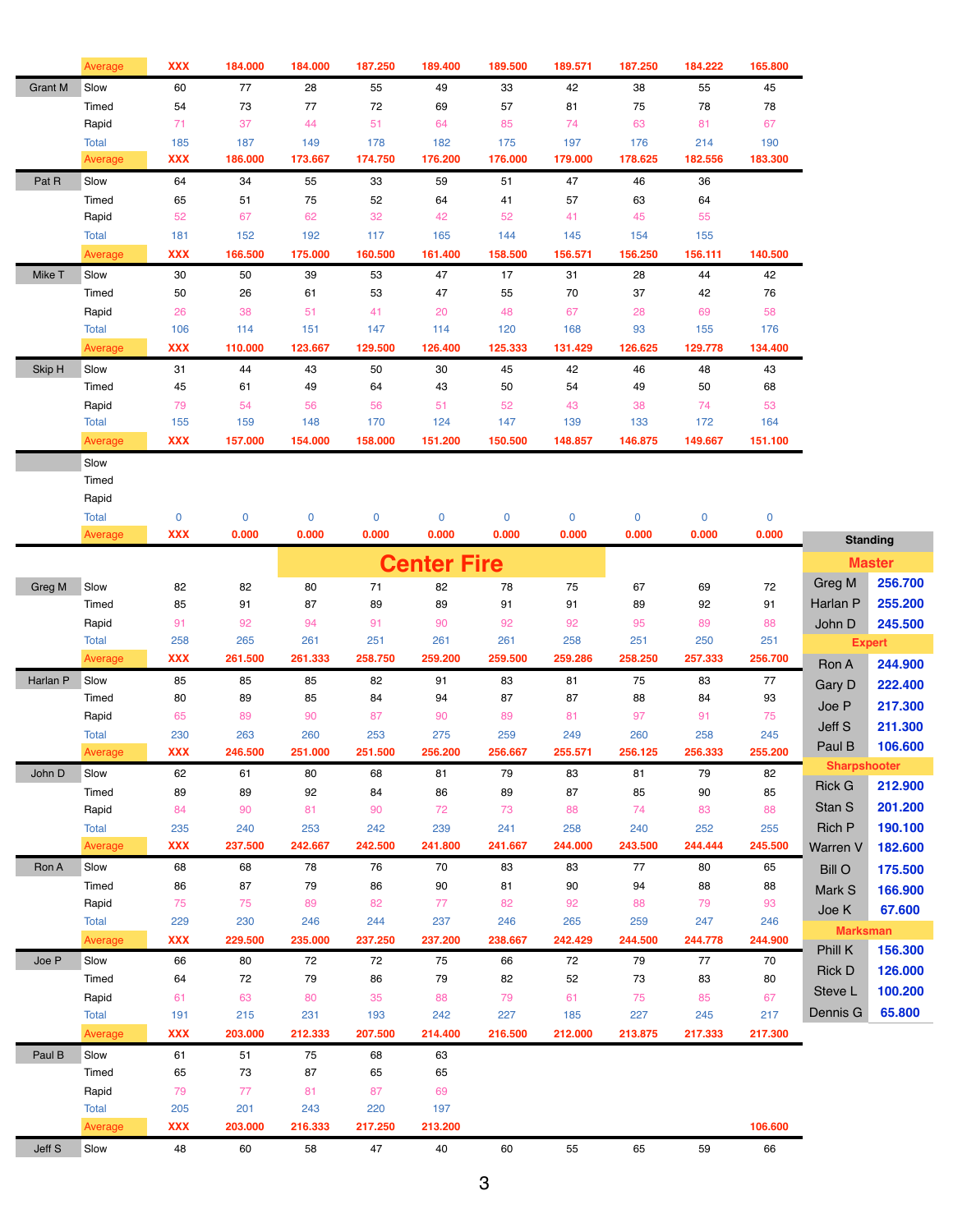| | | | | | | | | | | | |
|---|---|---|---|---|---|---|---|---|---|---|---|
| | Average | XXX | 184.000 | 184.000 | 187.250 | 189.400 | 189.500 | 189.571 | 187.250 | 184.222 | 165.800 |
| Grant M | Slow | 60 | 77 | 28 | 55 | 49 | 33 | 42 | 38 | 55 | 45 |
| | Timed | 54 | 73 | 77 | 72 | 69 | 57 | 81 | 75 | 78 | 78 |
| | Rapid | 71 | 37 | 44 | 51 | 64 | 85 | 74 | 63 | 81 | 67 |
| | Total | 185 | 187 | 149 | 178 | 182 | 175 | 197 | 176 | 214 | 190 |
| | Average | XXX | 186.000 | 173.667 | 174.750 | 176.200 | 176.000 | 179.000 | 178.625 | 182.556 | 183.300 |
| Pat R | Slow | 64 | 34 | 55 | 33 | 59 | 51 | 47 | 46 | 36 | |
| | Timed | 65 | 51 | 75 | 52 | 64 | 41 | 57 | 63 | 64 | |
| | Rapid | 52 | 67 | 62 | 32 | 42 | 52 | 41 | 45 | 55 | |
| | Total | 181 | 152 | 192 | 117 | 165 | 144 | 145 | 154 | 155 | |
| | Average | XXX | 166.500 | 175.000 | 160.500 | 161.400 | 158.500 | 156.571 | 156.250 | 156.111 | 140.500 |
| Mike T | Slow | 30 | 50 | 39 | 53 | 47 | 17 | 31 | 28 | 44 | 42 |
| | Timed | 50 | 26 | 61 | 53 | 47 | 55 | 70 | 37 | 42 | 76 |
| | Rapid | 26 | 38 | 51 | 41 | 20 | 48 | 67 | 28 | 69 | 58 |
| | Total | 106 | 114 | 151 | 147 | 114 | 120 | 168 | 93 | 155 | 176 |
| | Average | XXX | 110.000 | 123.667 | 129.500 | 126.400 | 125.333 | 131.429 | 126.625 | 129.778 | 134.400 |
| Skip H | Slow | 31 | 44 | 43 | 50 | 30 | 45 | 42 | 46 | 48 | 43 |
| | Timed | 45 | 61 | 49 | 64 | 43 | 50 | 54 | 49 | 50 | 68 |
| | Rapid | 79 | 54 | 56 | 56 | 51 | 52 | 43 | 38 | 74 | 53 |
| | Total | 155 | 159 | 148 | 170 | 124 | 147 | 139 | 133 | 172 | 164 |
| | Average | XXX | 157.000 | 154.000 | 158.000 | 151.200 | 150.500 | 148.857 | 146.875 | 149.667 | 151.100 |
| | Slow | | | | | | | | | | |
| | Timed | | | | | | | | | | |
| | Rapid | | | | | | | | | | |
| | Total | 0 | 0 | 0 | 0 | 0 | 0 | 0 | 0 | 0 | 0 |
| | Average | XXX | 0.000 | 0.000 | 0.000 | 0.000 | 0.000 | 0.000 | 0.000 | 0.000 | 0.000 |

## Center Fire

| | | | | | | | | | | | |
|---|---|---|---|---|---|---|---|---|---|---|---|
| Greg M | Slow | 82 | 82 | 80 | 71 | 82 | 78 | 75 | 67 | 69 | 72 |
| | Timed | 85 | 91 | 87 | 89 | 89 | 91 | 91 | 89 | 92 | 91 |
| | Rapid | 91 | 92 | 94 | 91 | 90 | 92 | 92 | 95 | 89 | 88 |
| | Total | 258 | 265 | 261 | 251 | 261 | 261 | 258 | 251 | 250 | 251 |
| | Average | XXX | 261.500 | 261.333 | 258.750 | 259.200 | 259.500 | 259.286 | 258.250 | 257.333 | 256.700 |
| Harlan P | Slow | 85 | 85 | 85 | 82 | 91 | 83 | 81 | 75 | 83 | 77 |
| | Timed | 80 | 89 | 85 | 84 | 94 | 87 | 87 | 88 | 84 | 93 |
| | Rapid | 65 | 89 | 90 | 87 | 90 | 89 | 81 | 97 | 91 | 75 |
| | Total | 230 | 263 | 260 | 253 | 275 | 259 | 249 | 260 | 258 | 245 |
| | Average | XXX | 246.500 | 251.000 | 251.500 | 256.200 | 256.667 | 255.571 | 256.125 | 256.333 | 255.200 |
| John D | Slow | 62 | 61 | 80 | 68 | 81 | 79 | 83 | 81 | 79 | 82 |
| | Timed | 89 | 89 | 92 | 84 | 86 | 89 | 87 | 85 | 90 | 85 |
| | Rapid | 84 | 90 | 81 | 90 | 72 | 73 | 88 | 74 | 83 | 88 |
| | Total | 235 | 240 | 253 | 242 | 239 | 241 | 258 | 240 | 252 | 255 |
| | Average | XXX | 237.500 | 242.667 | 242.500 | 241.800 | 241.667 | 244.000 | 243.500 | 244.444 | 245.500 |
| Ron A | Slow | 68 | 68 | 78 | 76 | 70 | 83 | 83 | 77 | 80 | 65 |
| | Timed | 86 | 87 | 79 | 86 | 90 | 81 | 90 | 94 | 88 | 88 |
| | Rapid | 75 | 75 | 89 | 82 | 77 | 82 | 92 | 88 | 79 | 93 |
| | Total | 229 | 230 | 246 | 244 | 237 | 246 | 265 | 259 | 247 | 246 |
| | Average | XXX | 229.500 | 235.000 | 237.250 | 237.200 | 238.667 | 242.429 | 244.500 | 244.778 | 244.900 |
| Joe P | Slow | 66 | 80 | 72 | 72 | 75 | 66 | 72 | 79 | 77 | 70 |
| | Timed | 64 | 72 | 79 | 86 | 79 | 82 | 52 | 73 | 83 | 80 |
| | Rapid | 61 | 63 | 80 | 35 | 88 | 79 | 61 | 75 | 85 | 67 |
| | Total | 191 | 215 | 231 | 193 | 242 | 227 | 185 | 227 | 245 | 217 |
| | Average | XXX | 203.000 | 212.333 | 207.500 | 214.400 | 216.500 | 212.000 | 213.875 | 217.333 | 217.300 |
| Paul B | Slow | 61 | 51 | 75 | 68 | 63 | | | | | |
| | Timed | 65 | 73 | 87 | 65 | 65 | | | | | |
| | Rapid | 79 | 77 | 81 | 87 | 69 | | | | | |
| | Total | 205 | 201 | 243 | 220 | 197 | | | | | |
| | Average | XXX | 203.000 | 216.333 | 217.250 | 213.200 | | | | | 106.600 |
| Jeff S | Slow | 48 | 60 | 58 | 47 | 40 | 60 | 55 | 65 | 59 | 66 |

| Standing | |
|---|---|
| **Master** | |
| Greg M | 256.700 |
| Harlan P | 255.200 |
| John D | 245.500 |
| **Expert** | |
| Ron A | 244.900 |
| Gary D | 222.400 |
| Joe P | 217.300 |
| Jeff S | 211.300 |
| Paul B | 106.600 |
| **Sharpshooter** | |
| Rick G | 212.900 |
| Stan S | 201.200 |
| Rich P | 190.100 |
| Warren V | 182.600 |
| Bill O | 175.500 |
| Mark S | 166.900 |
| Joe K | 67.600 |
| **Marksman** | |
| Phill K | 156.300 |
| Rick D | 126.000 |
| Steve L | 100.200 |
| Dennis G | 65.800 |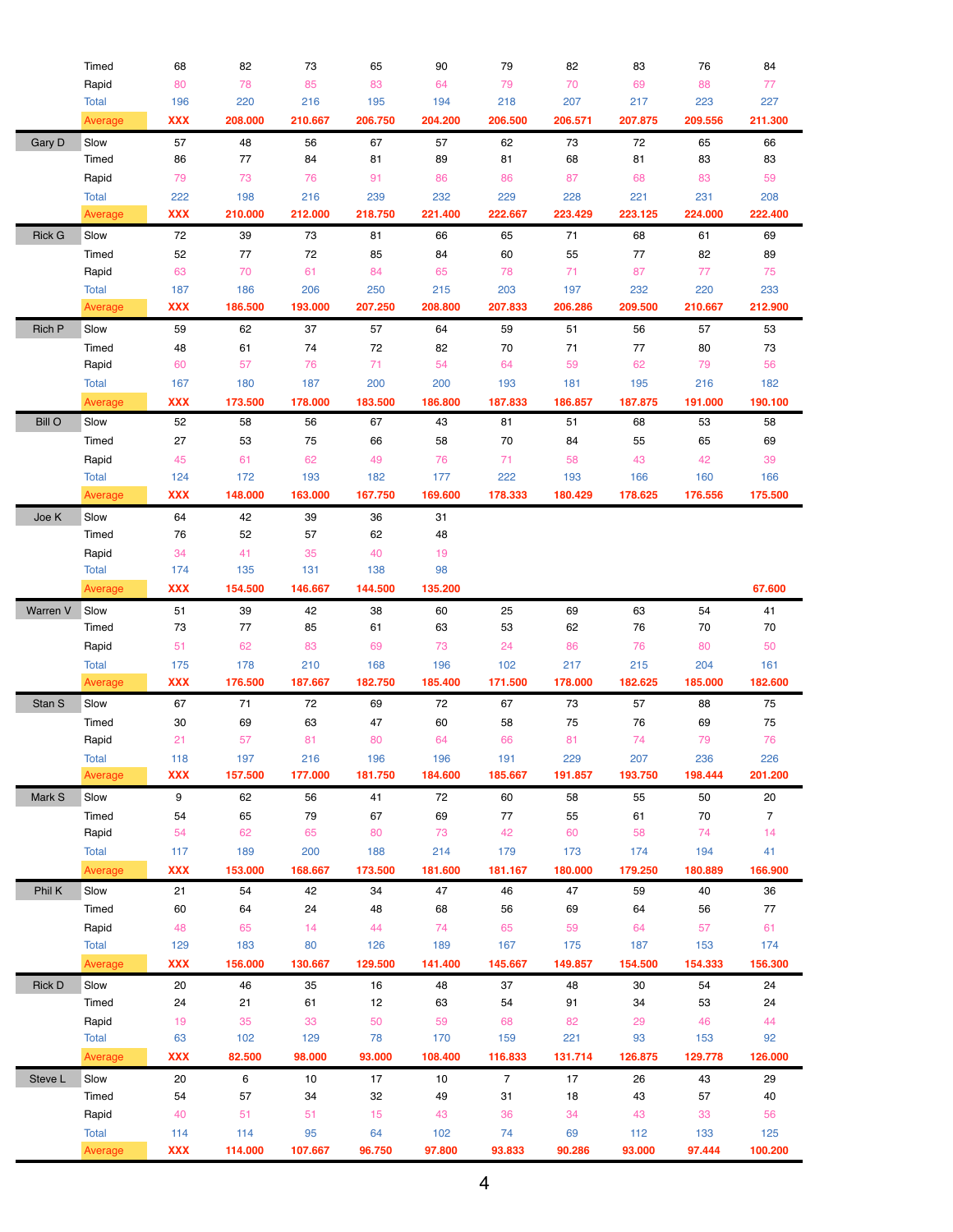| | | | | | | | | | | | |
|---|---|---|---|---|---|---|---|---|---|---|---|
| | Timed | 68 | 82 | 73 | 65 | 90 | 79 | 82 | 83 | 76 | 84 |
| | Rapid | 80 | 78 | 85 | 83 | 64 | 79 | 70 | 69 | 88 | 77 |
| | Total | 196 | 220 | 216 | 195 | 194 | 218 | 207 | 217 | 223 | 227 |
| | Average | XXX | 208.000 | 210.667 | 206.750 | 204.200 | 206.500 | 206.571 | 207.875 | 209.556 | 211.300 |
| Gary D | Slow | 57 | 48 | 56 | 67 | 57 | 62 | 73 | 72 | 65 | 66 |
| | Timed | 86 | 77 | 84 | 81 | 89 | 81 | 68 | 81 | 83 | 83 |
| | Rapid | 79 | 73 | 76 | 91 | 86 | 86 | 87 | 68 | 83 | 59 |
| | Total | 222 | 198 | 216 | 239 | 232 | 229 | 228 | 221 | 231 | 208 |
| | Average | XXX | 210.000 | 212.000 | 218.750 | 221.400 | 222.667 | 223.429 | 223.125 | 224.000 | 222.400 |
| Rick G | Slow | 72 | 39 | 73 | 81 | 66 | 65 | 71 | 68 | 61 | 69 |
| | Timed | 52 | 77 | 72 | 85 | 84 | 60 | 55 | 77 | 82 | 89 |
| | Rapid | 63 | 70 | 61 | 84 | 65 | 78 | 71 | 87 | 77 | 75 |
| | Total | 187 | 186 | 206 | 250 | 215 | 203 | 197 | 232 | 220 | 233 |
| | Average | XXX | 186.500 | 193.000 | 207.250 | 208.800 | 207.833 | 206.286 | 209.500 | 210.667 | 212.900 |
| Rich P | Slow | 59 | 62 | 37 | 57 | 64 | 59 | 51 | 56 | 57 | 53 |
| | Timed | 48 | 61 | 74 | 72 | 82 | 70 | 71 | 77 | 80 | 73 |
| | Rapid | 60 | 57 | 76 | 71 | 54 | 64 | 59 | 62 | 79 | 56 |
| | Total | 167 | 180 | 187 | 200 | 200 | 193 | 181 | 195 | 216 | 182 |
| | Average | XXX | 173.500 | 178.000 | 183.500 | 186.800 | 187.833 | 186.857 | 187.875 | 191.000 | 190.100 |
| Bill O | Slow | 52 | 58 | 56 | 67 | 43 | 81 | 51 | 68 | 53 | 58 |
| | Timed | 27 | 53 | 75 | 66 | 58 | 70 | 84 | 55 | 65 | 69 |
| | Rapid | 45 | 61 | 62 | 49 | 76 | 71 | 58 | 43 | 42 | 39 |
| | Total | 124 | 172 | 193 | 182 | 177 | 222 | 193 | 166 | 160 | 166 |
| | Average | XXX | 148.000 | 163.000 | 167.750 | 169.600 | 178.333 | 180.429 | 178.625 | 176.556 | 175.500 |
| Joe K | Slow | 64 | 42 | 39 | 36 | 31 | | | | | |
| | Timed | 76 | 52 | 57 | 62 | 48 | | | | | |
| | Rapid | 34 | 41 | 35 | 40 | 19 | | | | | |
| | Total | 174 | 135 | 131 | 138 | 98 | | | | | |
| | Average | XXX | 154.500 | 146.667 | 144.500 | 135.200 | | | | | 67.600 |
| Warren V | Slow | 51 | 39 | 42 | 38 | 60 | 25 | 69 | 63 | 54 | 41 |
| | Timed | 73 | 77 | 85 | 61 | 63 | 53 | 62 | 76 | 70 | 70 |
| | Rapid | 51 | 62 | 83 | 69 | 73 | 24 | 86 | 76 | 80 | 50 |
| | Total | 175 | 178 | 210 | 168 | 196 | 102 | 217 | 215 | 204 | 161 |
| | Average | XXX | 176.500 | 187.667 | 182.750 | 185.400 | 171.500 | 178.000 | 182.625 | 185.000 | 182.600 |
| Stan S | Slow | 67 | 71 | 72 | 69 | 72 | 67 | 73 | 57 | 88 | 75 |
| | Timed | 30 | 69 | 63 | 47 | 60 | 58 | 75 | 76 | 69 | 75 |
| | Rapid | 21 | 57 | 81 | 80 | 64 | 66 | 81 | 74 | 79 | 76 |
| | Total | 118 | 197 | 216 | 196 | 196 | 191 | 229 | 207 | 236 | 226 |
| | Average | XXX | 157.500 | 177.000 | 181.750 | 184.600 | 185.667 | 191.857 | 193.750 | 198.444 | 201.200 |
| Mark S | Slow | 9 | 62 | 56 | 41 | 72 | 60 | 58 | 55 | 50 | 20 |
| | Timed | 54 | 65 | 79 | 67 | 69 | 77 | 55 | 61 | 70 | 7 |
| | Rapid | 54 | 62 | 65 | 80 | 73 | 42 | 60 | 58 | 74 | 14 |
| | Total | 117 | 189 | 200 | 188 | 214 | 179 | 173 | 174 | 194 | 41 |
| | Average | XXX | 153.000 | 168.667 | 173.500 | 181.600 | 181.167 | 180.000 | 179.250 | 180.889 | 166.900 |
| Phil K | Slow | 21 | 54 | 42 | 34 | 47 | 46 | 47 | 59 | 40 | 36 |
| | Timed | 60 | 64 | 24 | 48 | 68 | 56 | 69 | 64 | 56 | 77 |
| | Rapid | 48 | 65 | 14 | 44 | 74 | 65 | 59 | 64 | 57 | 61 |
| | Total | 129 | 183 | 80 | 126 | 189 | 167 | 175 | 187 | 153 | 174 |
| | Average | XXX | 156.000 | 130.667 | 129.500 | 141.400 | 145.667 | 149.857 | 154.500 | 154.333 | 156.300 |
| Rick D | Slow | 20 | 46 | 35 | 16 | 48 | 37 | 48 | 30 | 54 | 24 |
| | Timed | 24 | 21 | 61 | 12 | 63 | 54 | 91 | 34 | 53 | 24 |
| | Rapid | 19 | 35 | 33 | 50 | 59 | 68 | 82 | 29 | 46 | 44 |
| | Total | 63 | 102 | 129 | 78 | 170 | 159 | 221 | 93 | 153 | 92 |
| | Average | XXX | 82.500 | 98.000 | 93.000 | 108.400 | 116.833 | 131.714 | 126.875 | 129.778 | 126.000 |
| Steve L | Slow | 20 | 6 | 10 | 17 | 10 | 7 | 17 | 26 | 43 | 29 |
| | Timed | 54 | 57 | 34 | 32 | 49 | 31 | 18 | 43 | 57 | 40 |
| | Rapid | 40 | 51 | 51 | 15 | 43 | 36 | 34 | 43 | 33 | 56 |
| | Total | 114 | 114 | 95 | 64 | 102 | 74 | 69 | 112 | 133 | 125 |
| | Average | XXX | 114.000 | 107.667 | 96.750 | 97.800 | 93.833 | 90.286 | 93.000 | 97.444 | 100.200 |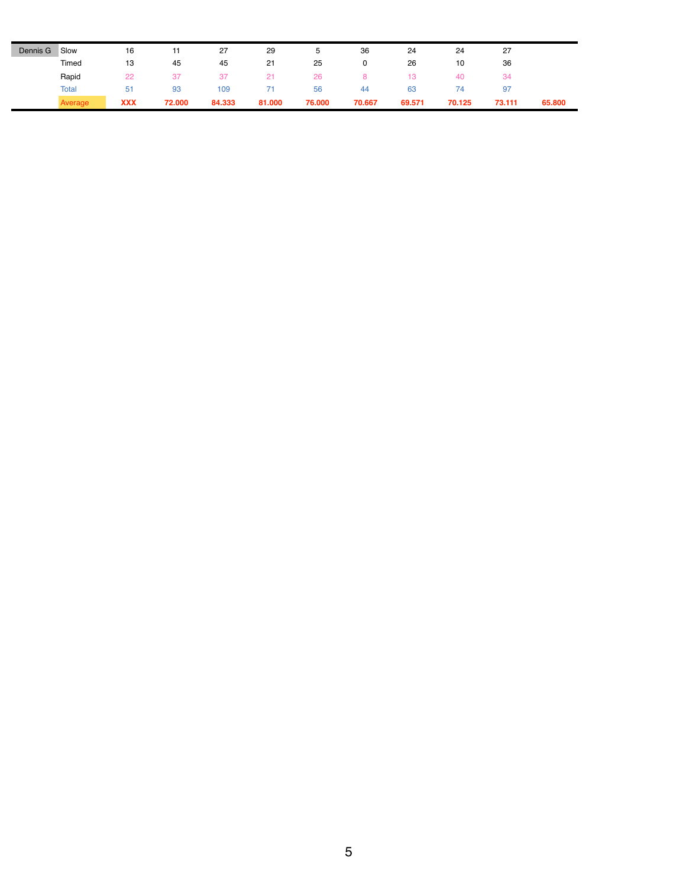| | | | | | | | | | | | |
|---|---|---|---|---|---|---|---|---|---|---|---|
| Dennis G | Slow | 16 | 11 | 27 | 29 | 5 | 36 | 24 | 24 | 27 | |
| | Timed | 13 | 45 | 45 | 21 | 25 | 0 | 26 | 10 | 36 | |
| | Rapid | 22 | 37 | 37 | 21 | 26 | 8 | 13 | 40 | 34 | |
| | Total | 51 | 93 | 109 | 71 | 56 | 44 | 63 | 74 | 97 | |
| | Average | **XXX** | **72.000** | **84.333** | **81.000** | **76.000** | **70.667** | **69.571** | **70.125** | **73.111** | **65.800** |